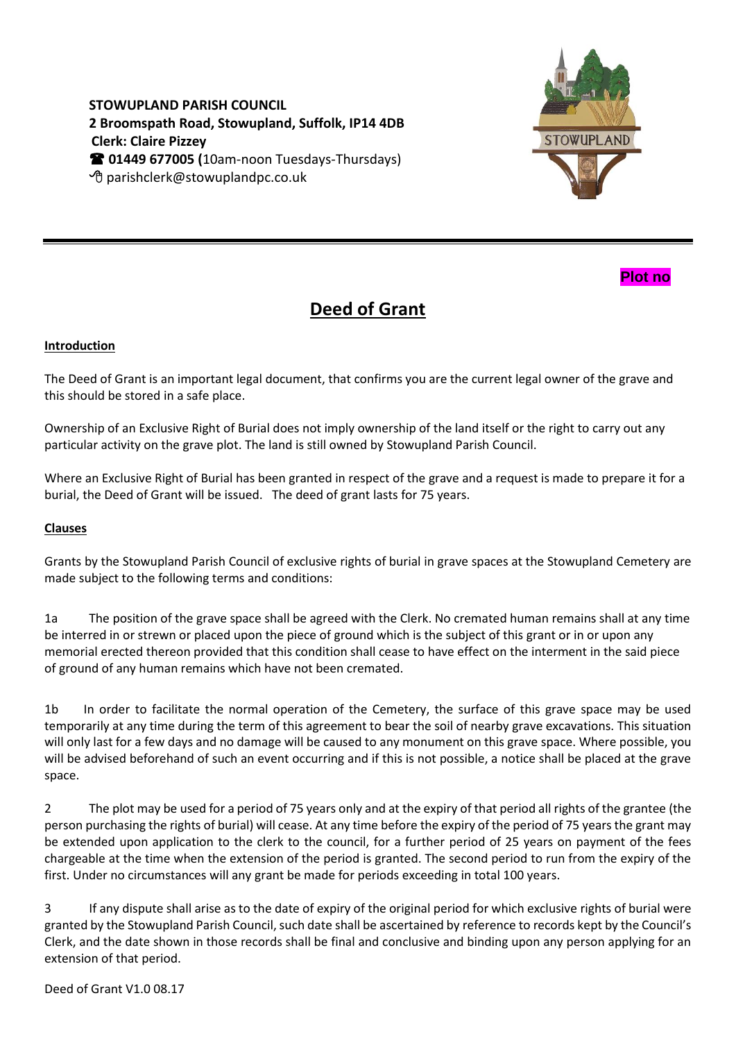**STOWUPLAND PARISH COUNCIL**
**2 Broomspath Road, Stowupland, Suffolk, IP14 4DB**
**Clerk: Claire Pizzey**
☎ **01449 677005 (**10am-noon Tuesdays-Thursdays)
parishclerk@stowuplandpc.co.uk

**Plot no**

# Deed of Grant

**Introduction**

The Deed of Grant is an important legal document, that confirms you are the current legal owner of the grave and this should be stored in a safe place.

Ownership of an Exclusive Right of Burial does not imply ownership of the land itself or the right to carry out any particular activity on the grave plot. The land is still owned by Stowupland Parish Council.

Where an Exclusive Right of Burial has been granted in respect of the grave and a request is made to prepare it for a burial, the Deed of Grant will be issued. The deed of grant lasts for 75 years.

**Clauses**

Grants by the Stowupland Parish Council of exclusive rights of burial in grave spaces at the Stowupland Cemetery are made subject to the following terms and conditions:

1a The position of the grave space shall be agreed with the Clerk. No cremated human remains shall at any time be interred in or strewn or placed upon the piece of ground which is the subject of this grant or in or upon any memorial erected thereon provided that this condition shall cease to have effect on the interment in the said piece of ground of any human remains which have not been cremated.

1b In order to facilitate the normal operation of the Cemetery, the surface of this grave space may be used temporarily at any time during the term of this agreement to bear the soil of nearby grave excavations. This situation will only last for a few days and no damage will be caused to any monument on this grave space. Where possible, you will be advised beforehand of such an event occurring and if this is not possible, a notice shall be placed at the grave space.

2 The plot may be used for a period of 75 years only and at the expiry of that period all rights of the grantee (the person purchasing the rights of burial) will cease. At any time before the expiry of the period of 75 years the grant may be extended upon application to the clerk to the council, for a further period of 25 years on payment of the fees chargeable at the time when the extension of the period is granted. The second period to run from the expiry of the first. Under no circumstances will any grant be made for periods exceeding in total 100 years.

3 If any dispute shall arise as to the date of expiry of the original period for which exclusive rights of burial were granted by the Stowupland Parish Council, such date shall be ascertained by reference to records kept by the Council's Clerk, and the date shown in those records shall be final and conclusive and binding upon any person applying for an extension of that period.

Deed of Grant V1.0 08.17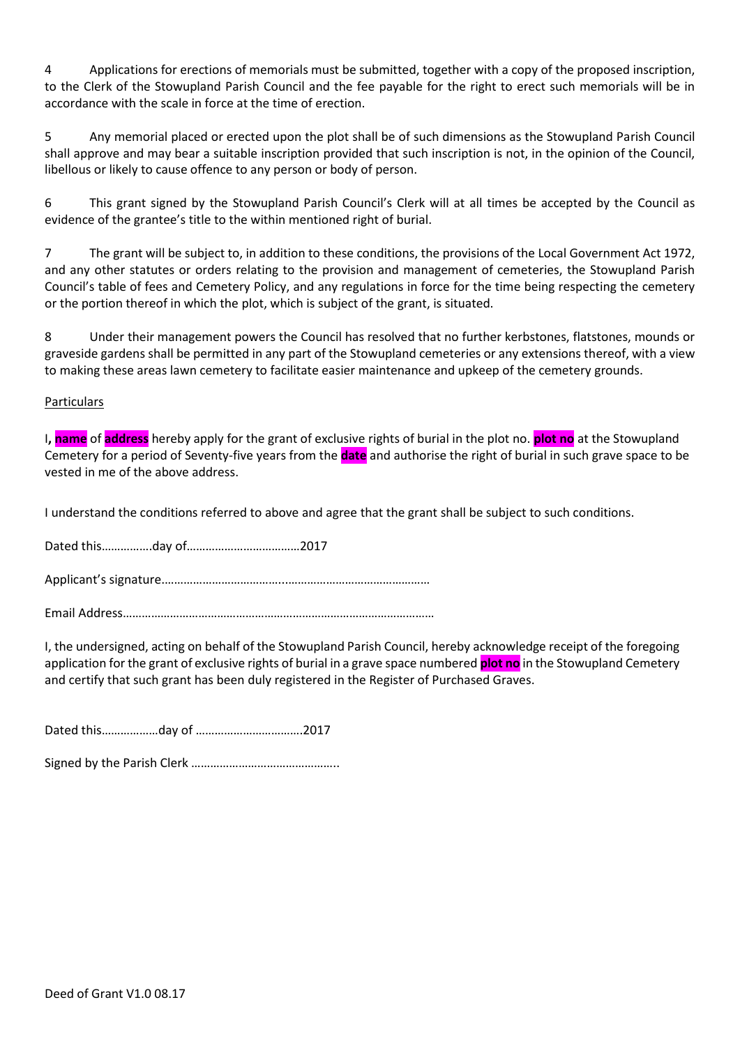4 Applications for erections of memorials must be submitted, together with a copy of the proposed inscription, to the Clerk of the Stowupland Parish Council and the fee payable for the right to erect such memorials will be in accordance with the scale in force at the time of erection.

5 Any memorial placed or erected upon the plot shall be of such dimensions as the Stowupland Parish Council shall approve and may bear a suitable inscription provided that such inscription is not, in the opinion of the Council, libellous or likely to cause offence to any person or body of person.

6 This grant signed by the Stowupland Parish Council's Clerk will at all times be accepted by the Council as evidence of the grantee's title to the within mentioned right of burial.

7 The grant will be subject to, in addition to these conditions, the provisions of the Local Government Act 1972, and any other statutes or orders relating to the provision and management of cemeteries, the Stowupland Parish Council's table of fees and Cemetery Policy, and any regulations in force for the time being respecting the cemetery or the portion thereof in which the plot, which is subject of the grant, is situated.

8 Under their management powers the Council has resolved that no further kerbstones, flatstones, mounds or graveside gardens shall be permitted in any part of the Stowupland cemeteries or any extensions thereof, with a view to making these areas lawn cemetery to facilitate easier maintenance and upkeep of the cemetery grounds.

Particulars

I, **name** of **address** hereby apply for the grant of exclusive rights of burial in the plot no. **plot no** at the Stowupland Cemetery for a period of Seventy-five years from the **date** and authorise the right of burial in such grave space to be vested in me of the above address.

I understand the conditions referred to above and agree that the grant shall be subject to such conditions.

Dated this…………….day of………………………………2017

Applicant's signature……………………………………………………………………………

Email Address………………………………………………………………………………………

I, the undersigned, acting on behalf of the Stowupland Parish Council, hereby acknowledge receipt of the foregoing application for the grant of exclusive rights of burial in a grave space numbered **plot no** in the Stowupland Cemetery and certify that such grant has been duly registered in the Register of Purchased Graves.

Dated this………………day of …………………………….2017

Signed by the Parish Clerk ………………………………………..

Deed of Grant V1.0 08.17